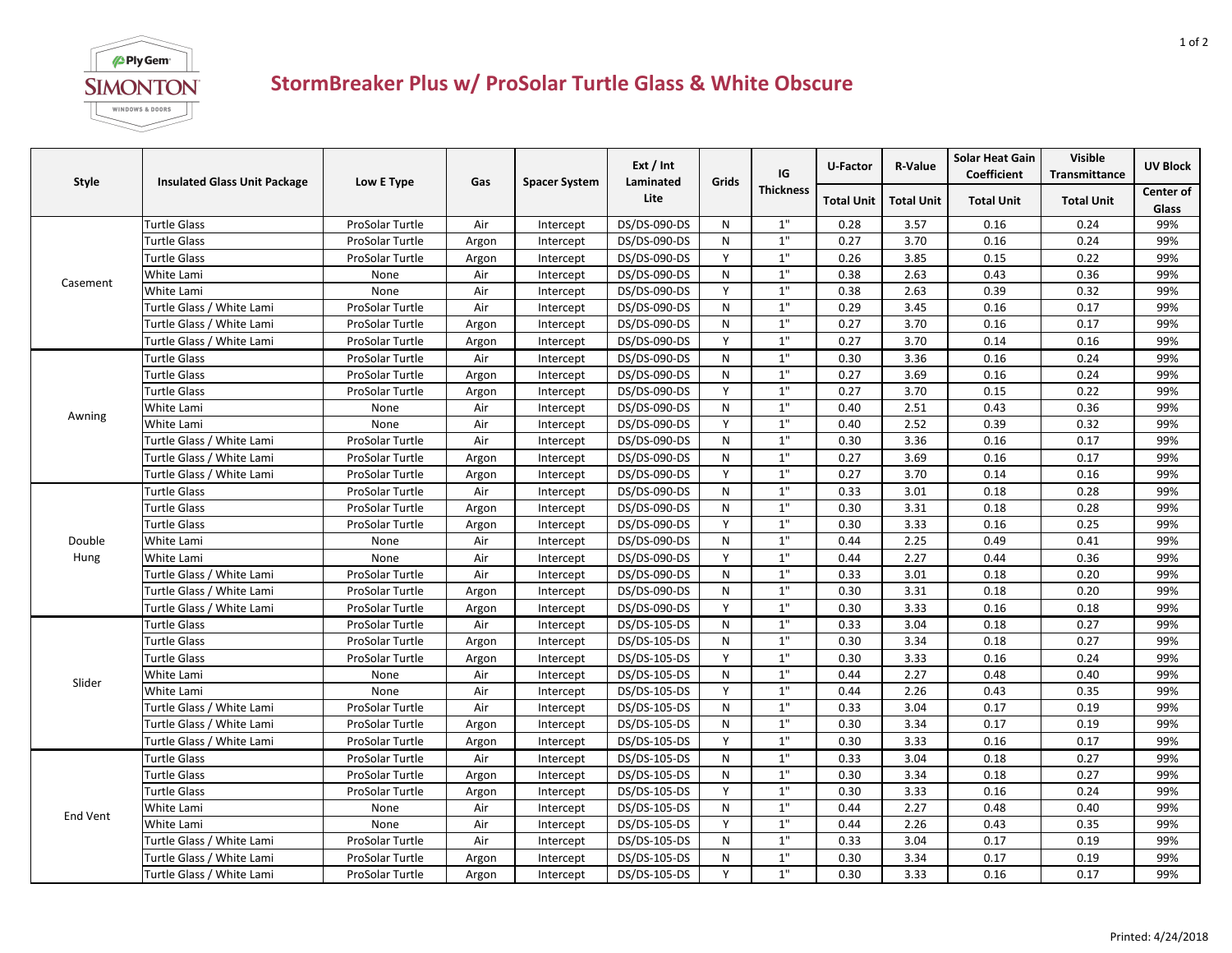# StormBreaker Plus w/ ProSolar Turtle Glass & White Obscure

| Style | Insulated Glass Unit Package | Low E Type | Gas | Spacer System | Ext / Int Laminated Lite | Grids | IG Thickness | U-Factor | R-Value | Solar Heat Gain Coefficient | Visible Transmittance | UV Block |
|---|---|---|---|---|---|---|---|---|---|---|---|---|
| | | | | | | | | Total Unit | Total Unit | Total Unit | Total Unit | Center of Glass |
| Casement | Turtle Glass | ProSolar Turtle | Air | Intercept | DS/DS-090-DS | N | 1" | 0.28 | 3.57 | 0.16 | 0.24 | 99% |
| | Turtle Glass | ProSolar Turtle | Argon | Intercept | DS/DS-090-DS | N | 1" | 0.27 | 3.70 | 0.16 | 0.24 | 99% |
| | Turtle Glass | ProSolar Turtle | Argon | Intercept | DS/DS-090-DS | Y | 1" | 0.26 | 3.85 | 0.15 | 0.22 | 99% |
| | White Lami | None | Air | Intercept | DS/DS-090-DS | N | 1" | 0.38 | 2.63 | 0.43 | 0.36 | 99% |
| | White Lami | None | Air | Intercept | DS/DS-090-DS | Y | 1" | 0.38 | 2.63 | 0.39 | 0.32 | 99% |
| | Turtle Glass / White Lami | ProSolar Turtle | Air | Intercept | DS/DS-090-DS | N | 1" | 0.29 | 3.45 | 0.16 | 0.17 | 99% |
| | Turtle Glass / White Lami | ProSolar Turtle | Argon | Intercept | DS/DS-090-DS | N | 1" | 0.27 | 3.70 | 0.16 | 0.17 | 99% |
| | Turtle Glass / White Lami | ProSolar Turtle | Argon | Intercept | DS/DS-090-DS | Y | 1" | 0.27 | 3.70 | 0.14 | 0.16 | 99% |
| Awning | Turtle Glass | ProSolar Turtle | Air | Intercept | DS/DS-090-DS | N | 1" | 0.30 | 3.36 | 0.16 | 0.24 | 99% |
| | Turtle Glass | ProSolar Turtle | Argon | Intercept | DS/DS-090-DS | N | 1" | 0.27 | 3.69 | 0.16 | 0.24 | 99% |
| | Turtle Glass | ProSolar Turtle | Argon | Intercept | DS/DS-090-DS | Y | 1" | 0.27 | 3.70 | 0.15 | 0.22 | 99% |
| | White Lami | None | Air | Intercept | DS/DS-090-DS | N | 1" | 0.40 | 2.51 | 0.43 | 0.36 | 99% |
| | White Lami | None | Air | Intercept | DS/DS-090-DS | Y | 1" | 0.40 | 2.52 | 0.39 | 0.32 | 99% |
| | Turtle Glass / White Lami | ProSolar Turtle | Air | Intercept | DS/DS-090-DS | N | 1" | 0.30 | 3.36 | 0.16 | 0.17 | 99% |
| | Turtle Glass / White Lami | ProSolar Turtle | Argon | Intercept | DS/DS-090-DS | N | 1" | 0.27 | 3.69 | 0.16 | 0.17 | 99% |
| | Turtle Glass / White Lami | ProSolar Turtle | Argon | Intercept | DS/DS-090-DS | Y | 1" | 0.27 | 3.70 | 0.14 | 0.16 | 99% |
| Double Hung | Turtle Glass | ProSolar Turtle | Air | Intercept | DS/DS-090-DS | N | 1" | 0.33 | 3.01 | 0.18 | 0.28 | 99% |
| | Turtle Glass | ProSolar Turtle | Argon | Intercept | DS/DS-090-DS | N | 1" | 0.30 | 3.31 | 0.18 | 0.28 | 99% |
| | Turtle Glass | ProSolar Turtle | Argon | Intercept | DS/DS-090-DS | Y | 1" | 0.30 | 3.33 | 0.16 | 0.25 | 99% |
| | White Lami | None | Air | Intercept | DS/DS-090-DS | N | 1" | 0.44 | 2.25 | 0.49 | 0.41 | 99% |
| | White Lami | None | Air | Intercept | DS/DS-090-DS | Y | 1" | 0.44 | 2.27 | 0.44 | 0.36 | 99% |
| | Turtle Glass / White Lami | ProSolar Turtle | Air | Intercept | DS/DS-090-DS | N | 1" | 0.33 | 3.01 | 0.18 | 0.20 | 99% |
| | Turtle Glass / White Lami | ProSolar Turtle | Argon | Intercept | DS/DS-090-DS | N | 1" | 0.30 | 3.31 | 0.18 | 0.20 | 99% |
| | Turtle Glass / White Lami | ProSolar Turtle | Argon | Intercept | DS/DS-090-DS | Y | 1" | 0.30 | 3.33 | 0.16 | 0.18 | 99% |
| Slider | Turtle Glass | ProSolar Turtle | Air | Intercept | DS/DS-105-DS | N | 1" | 0.33 | 3.04 | 0.18 | 0.27 | 99% |
| | Turtle Glass | ProSolar Turtle | Argon | Intercept | DS/DS-105-DS | N | 1" | 0.30 | 3.34 | 0.18 | 0.27 | 99% |
| | Turtle Glass | ProSolar Turtle | Argon | Intercept | DS/DS-105-DS | Y | 1" | 0.30 | 3.33 | 0.16 | 0.24 | 99% |
| | White Lami | None | Air | Intercept | DS/DS-105-DS | N | 1" | 0.44 | 2.27 | 0.48 | 0.40 | 99% |
| | White Lami | None | Air | Intercept | DS/DS-105-DS | Y | 1" | 0.44 | 2.26 | 0.43 | 0.35 | 99% |
| | Turtle Glass / White Lami | ProSolar Turtle | Air | Intercept | DS/DS-105-DS | N | 1" | 0.33 | 3.04 | 0.17 | 0.19 | 99% |
| | Turtle Glass / White Lami | ProSolar Turtle | Argon | Intercept | DS/DS-105-DS | N | 1" | 0.30 | 3.34 | 0.17 | 0.19 | 99% |
| | Turtle Glass / White Lami | ProSolar Turtle | Argon | Intercept | DS/DS-105-DS | Y | 1" | 0.30 | 3.33 | 0.16 | 0.17 | 99% |
| End Vent | Turtle Glass | ProSolar Turtle | Air | Intercept | DS/DS-105-DS | N | 1" | 0.33 | 3.04 | 0.18 | 0.27 | 99% |
| | Turtle Glass | ProSolar Turtle | Argon | Intercept | DS/DS-105-DS | N | 1" | 0.30 | 3.34 | 0.18 | 0.27 | 99% |
| | Turtle Glass | ProSolar Turtle | Argon | Intercept | DS/DS-105-DS | Y | 1" | 0.30 | 3.33 | 0.16 | 0.24 | 99% |
| | White Lami | None | Air | Intercept | DS/DS-105-DS | N | 1" | 0.44 | 2.27 | 0.48 | 0.40 | 99% |
| | White Lami | None | Air | Intercept | DS/DS-105-DS | Y | 1" | 0.44 | 2.26 | 0.43 | 0.35 | 99% |
| | Turtle Glass / White Lami | ProSolar Turtle | Air | Intercept | DS/DS-105-DS | N | 1" | 0.33 | 3.04 | 0.17 | 0.19 | 99% |
| | Turtle Glass / White Lami | ProSolar Turtle | Argon | Intercept | DS/DS-105-DS | N | 1" | 0.30 | 3.34 | 0.17 | 0.19 | 99% |
| | Turtle Glass / White Lami | ProSolar Turtle | Argon | Intercept | DS/DS-105-DS | Y | 1" | 0.30 | 3.33 | 0.16 | 0.17 | 99% |

Printed: 4/24/2018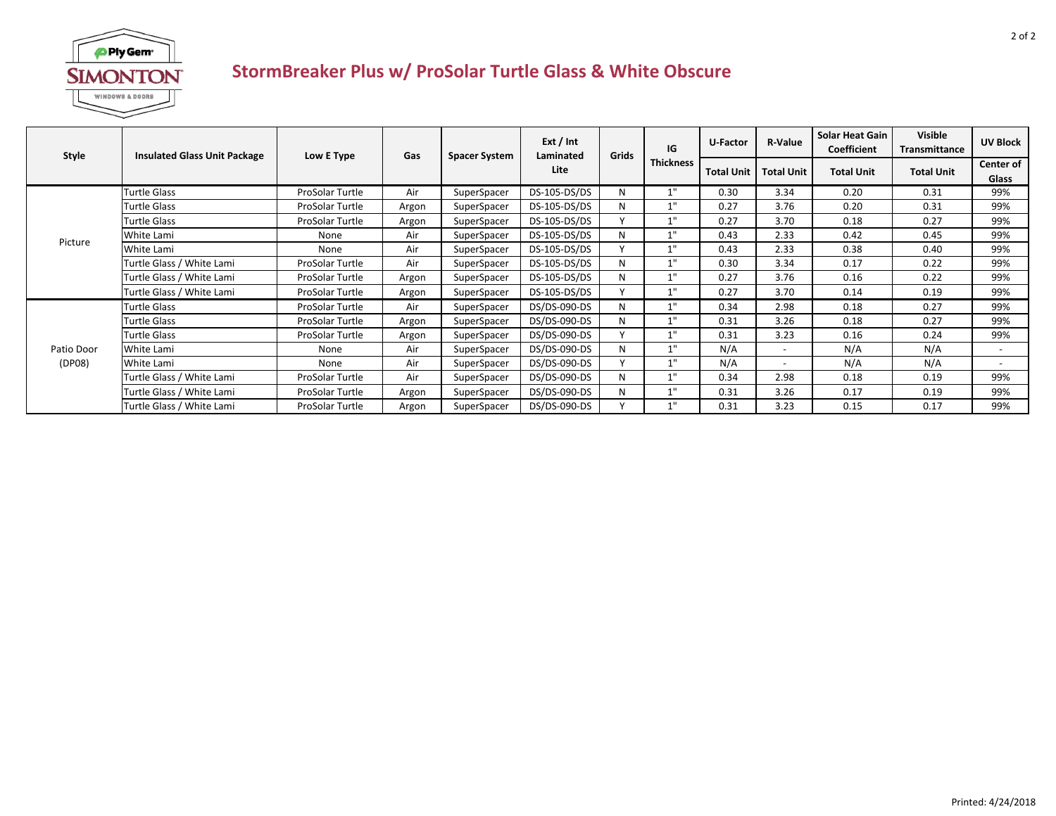# StormBreaker Plus w/ ProSolar Turtle Glass & White Obscure

| Style | Insulated Glass Unit Package | Low E Type | Gas | Spacer System | Ext / Int Laminated Lite | Grids | IG Thickness | U-Factor | R-Value | Solar Heat Gain Coefficient | Visible Transmittance | UV Block |
|---|---|---|---|---|---|---|---|---|---|---|---|---|
| | | | | | | | | Total Unit | Total Unit | Total Unit | Total Unit | Center of Glass |
| Picture | Turtle Glass | ProSolar Turtle | Air | SuperSpacer | DS-105-DS/DS | N | 1" | 0.30 | 3.34 | 0.20 | 0.31 | 99% |
| | Turtle Glass | ProSolar Turtle | Argon | SuperSpacer | DS-105-DS/DS | N | 1" | 0.27 | 3.76 | 0.20 | 0.31 | 99% |
| | Turtle Glass | ProSolar Turtle | Argon | SuperSpacer | DS-105-DS/DS | Y | 1" | 0.27 | 3.70 | 0.18 | 0.27 | 99% |
| | White Lami | None | Air | SuperSpacer | DS-105-DS/DS | N | 1" | 0.43 | 2.33 | 0.42 | 0.45 | 99% |
| | White Lami | None | Air | SuperSpacer | DS-105-DS/DS | Y | 1" | 0.43 | 2.33 | 0.38 | 0.40 | 99% |
| | Turtle Glass / White Lami | ProSolar Turtle | Air | SuperSpacer | DS-105-DS/DS | N | 1" | 0.30 | 3.34 | 0.17 | 0.22 | 99% |
| | Turtle Glass / White Lami | ProSolar Turtle | Argon | SuperSpacer | DS-105-DS/DS | N | 1" | 0.27 | 3.76 | 0.16 | 0.22 | 99% |
| | Turtle Glass / White Lami | ProSolar Turtle | Argon | SuperSpacer | DS-105-DS/DS | Y | 1" | 0.27 | 3.70 | 0.14 | 0.19 | 99% |
| Patio Door (DP08) | Turtle Glass | ProSolar Turtle | Air | SuperSpacer | DS/DS-090-DS | N | 1" | 0.34 | 2.98 | 0.18 | 0.27 | 99% |
| | Turtle Glass | ProSolar Turtle | Argon | SuperSpacer | DS/DS-090-DS | N | 1" | 0.31 | 3.26 | 0.18 | 0.27 | 99% |
| | Turtle Glass | ProSolar Turtle | Argon | SuperSpacer | DS/DS-090-DS | Y | 1" | 0.31 | 3.23 | 0.16 | 0.24 | 99% |
| | White Lami | None | Air | SuperSpacer | DS/DS-090-DS | N | 1" | N/A | - | N/A | N/A | - |
| | White Lami | None | Air | SuperSpacer | DS/DS-090-DS | Y | 1" | N/A | - | N/A | N/A | - |
| | Turtle Glass / White Lami | ProSolar Turtle | Air | SuperSpacer | DS/DS-090-DS | N | 1" | 0.34 | 2.98 | 0.18 | 0.19 | 99% |
| | Turtle Glass / White Lami | ProSolar Turtle | Argon | SuperSpacer | DS/DS-090-DS | N | 1" | 0.31 | 3.26 | 0.17 | 0.19 | 99% |
| | Turtle Glass / White Lami | ProSolar Turtle | Argon | SuperSpacer | DS/DS-090-DS | Y | 1" | 0.31 | 3.23 | 0.15 | 0.17 | 99% |

Printed: 4/24/2018